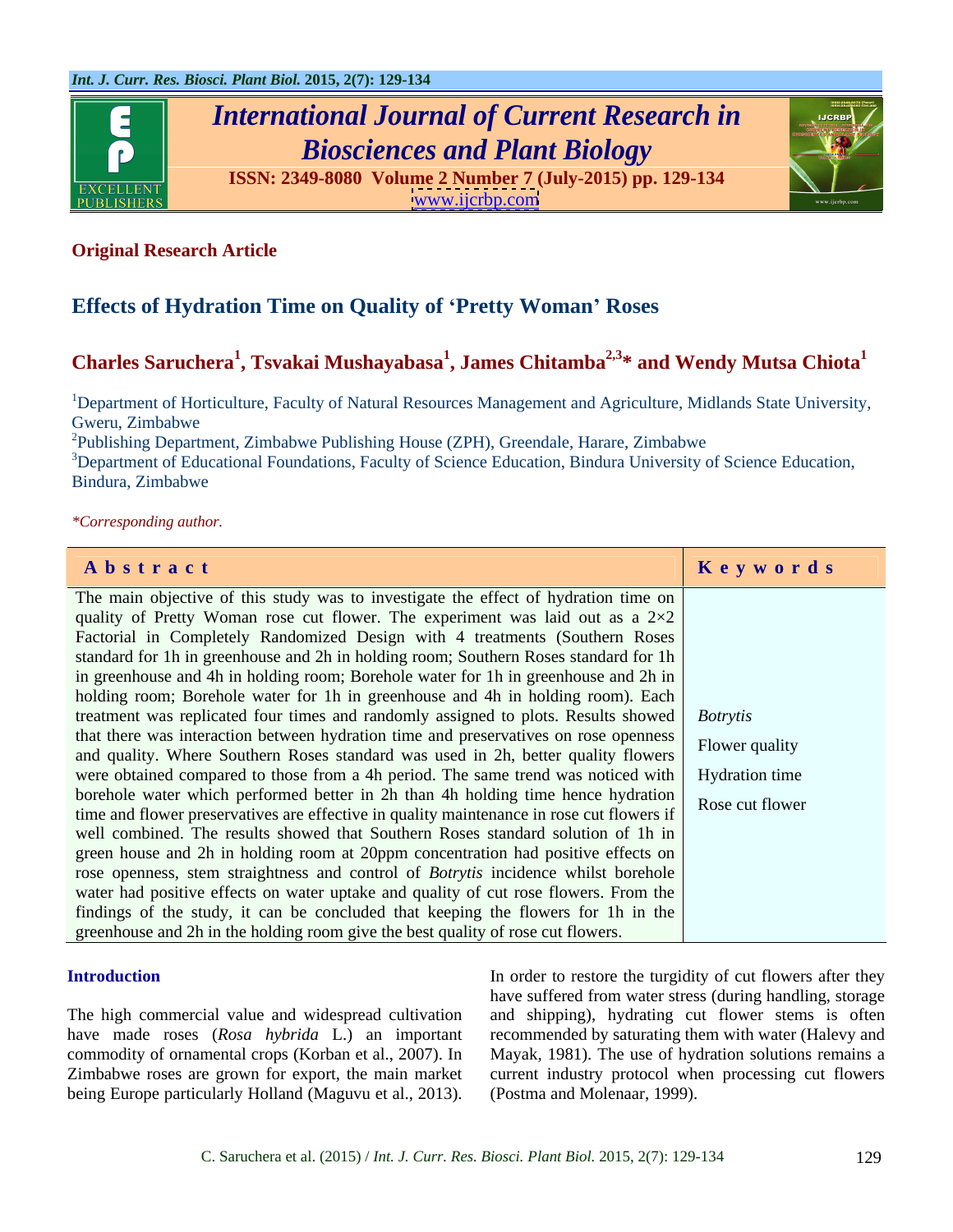**Original Research Article**

# Effects of Hydration Time on Quality of 'Pretty Woman' Roses

**Charles Saruchera[1], Tsvakai Mushayabasa[1], James Chitamba[2,3]\* and Wendy Mutsa Chiota[1]**

[1]Department of Horticulture, Faculty of Natural Resources Management and Agriculture, Midlands State University, Gweru, Zimbabwe

[2]Publishing Department, Zimbabwe Publishing House (ZPH), Greendale, Harare, Zimbabwe

[3]Department of Educational Foundations, Faculty of Science Education, Bindura University of Science Education, Bindura, Zimbabwe

*\*Corresponding author.*

## Abstract

The main objective of this study was to investigate the effect of hydration time on quality of Pretty Woman rose cut flower. The experiment was laid out as a 2×2 Factorial in Completely Randomized Design with 4 treatments (Southern Roses standard for 1h in greenhouse and 2h in holding room; Southern Roses standard for 1h in greenhouse and 4h in holding room; Borehole water for 1h in greenhouse and 2h in holding room; Borehole water for 1h in greenhouse and 4h in holding room). Each treatment was replicated four times and randomly assigned to plots. Results showed that there was interaction between hydration time and preservatives on rose openness and quality. Where Southern Roses standard was used in 2h, better quality flowers were obtained compared to those from a 4h period. The same trend was noticed with borehole water which performed better in 2h than 4h holding time hence hydration time and flower preservatives are effective in quality maintenance in rose cut flowers if well combined. The results showed that Southern Roses standard solution of 1h in green house and 2h in holding room at 20ppm concentration had positive effects on rose openness, stem straightness and control of *Botrytis* incidence whilst borehole water had positive effects on water uptake and quality of cut rose flowers. From the findings of the study, it can be concluded that keeping the flowers for 1h in the greenhouse and 2h in the holding room give the best quality of rose cut flowers.

## Keywords

*Botrytis*
Flower quality
Hydration time
Rose cut flower

## Introduction

The high commercial value and widespread cultivation have made roses (*Rosa hybrida* L.) an important commodity of ornamental crops (Korban et al., 2007). In Zimbabwe roses are grown for export, the main market being Europe particularly Holland (Maguvu et al., 2013).

In order to restore the turgidity of cut flowers after they have suffered from water stress (during handling, storage and shipping), hydrating cut flower stems is often recommended by saturating them with water (Halevy and Mayak, 1981). The use of hydration solutions remains a current industry protocol when processing cut flowers (Postma and Molenaar, 1999).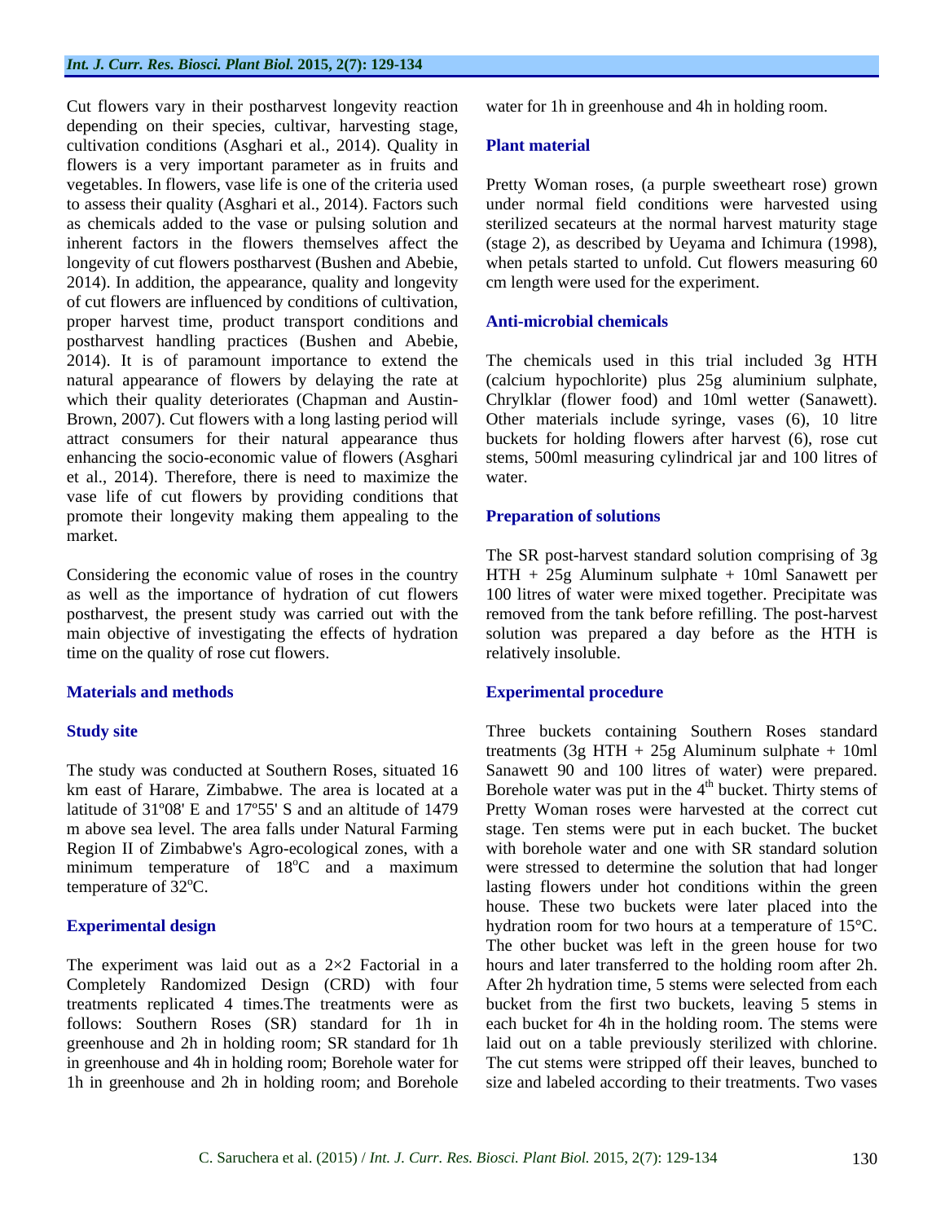Cut flowers vary in their postharvest longevity reaction depending on their species, cultivar, harvesting stage, cultivation conditions (Asghari et al., 2014). Quality in flowers is a very important parameter as in fruits and vegetables. In flowers, vase life is one of the criteria used to assess their quality (Asghari et al., 2014). Factors such as chemicals added to the vase or pulsing solution and inherent factors in the flowers themselves affect the longevity of cut flowers postharvest (Bushen and Abebie, 2014). In addition, the appearance, quality and longevity of cut flowers are influenced by conditions of cultivation, proper harvest time, product transport conditions and postharvest handling practices (Bushen and Abebie, 2014). It is of paramount importance to extend the natural appearance of flowers by delaying the rate at which their quality deteriorates (Chapman and Austin-Brown, 2007). Cut flowers with a long lasting period will attract consumers for their natural appearance thus enhancing the socio-economic value of flowers (Asghari et al., 2014). Therefore, there is need to maximize the vase life of cut flowers by providing conditions that promote their longevity making them appealing to the market.

Considering the economic value of roses in the country as well as the importance of hydration of cut flowers postharvest, the present study was carried out with the main objective of investigating the effects of hydration time on the quality of rose cut flowers.

## Materials and methods

### Study site

The study was conducted at Southern Roses, situated 16 km east of Harare, Zimbabwe. The area is located at a latitude of 31º08' E and 17º55' S and an altitude of 1479 m above sea level. The area falls under Natural Farming Region II of Zimbabwe's Agro-ecological zones, with a minimum temperature of 18$^{o}$C and a maximum temperature of 32$^{o}$C.

### Experimental design

The experiment was laid out as a 2×2 Factorial in a Completely Randomized Design (CRD) with four treatments replicated 4 times.The treatments were as follows: Southern Roses (SR) standard for 1h in greenhouse and 2h in holding room; SR standard for 1h in greenhouse and 4h in holding room; Borehole water for 1h in greenhouse and 2h in holding room; and Borehole water for 1h in greenhouse and 4h in holding room.

### Plant material

Pretty Woman roses, (a purple sweetheart rose) grown under normal field conditions were harvested using sterilized secateurs at the normal harvest maturity stage (stage 2), as described by Ueyama and Ichimura (1998), when petals started to unfold. Cut flowers measuring 60 cm length were used for the experiment.

### Anti-microbial chemicals

The chemicals used in this trial included 3g HTH (calcium hypochlorite) plus 25g aluminium sulphate, Chrylklar (flower food) and 10ml wetter (Sanawett). Other materials include syringe, vases (6), 10 litre buckets for holding flowers after harvest (6), rose cut stems, 500ml measuring cylindrical jar and 100 litres of water.

### Preparation of solutions

The SR post-harvest standard solution comprising of 3g HTH + 25g Aluminum sulphate + 10ml Sanawett per 100 litres of water were mixed together. Precipitate was removed from the tank before refilling. The post-harvest solution was prepared a day before as the HTH is relatively insoluble.

### Experimental procedure

Three buckets containing Southern Roses standard treatments (3g HTH + 25g Aluminum sulphate + 10ml Sanawett 90 and 100 litres of water) were prepared. Borehole water was put in the 4$^{th}$ bucket. Thirty stems of Pretty Woman roses were harvested at the correct cut stage. Ten stems were put in each bucket. The bucket with borehole water and one with SR standard solution were stressed to determine the solution that had longer lasting flowers under hot conditions within the green house. These two buckets were later placed into the hydration room for two hours at a temperature of 15°C. The other bucket was left in the green house for two hours and later transferred to the holding room after 2h. After 2h hydration time, 5 stems were selected from each bucket from the first two buckets, leaving 5 stems in each bucket for 4h in the holding room. The stems were laid out on a table previously sterilized with chlorine. The cut stems were stripped off their leaves, bunched to size and labeled according to their treatments. Two vases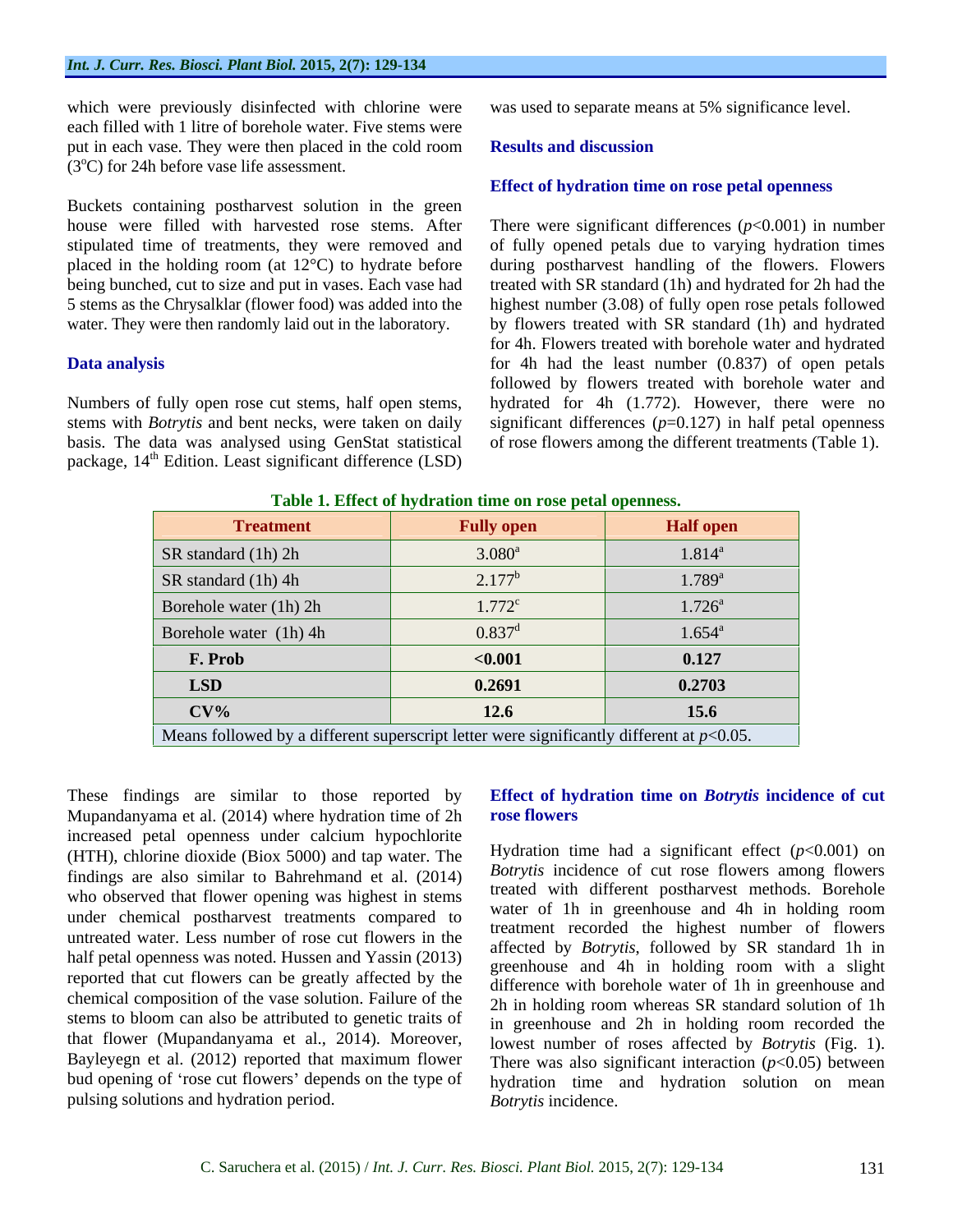which were previously disinfected with chlorine were each filled with 1 litre of borehole water. Five stems were put in each vase. They were then placed in the cold room ($3^{o}C$) for 24h before vase life assessment.

Buckets containing postharvest solution in the green house were filled with harvested rose stems. After stipulated time of treatments, they were removed and placed in the holding room (at 12°C) to hydrate before being bunched, cut to size and put in vases. Each vase had 5 stems as the Chrysalklar (flower food) was added into the water. They were then randomly laid out in the laboratory.

## Data analysis

Numbers of fully open rose cut stems, half open stems, stems with *Botrytis* and bent necks, were taken on daily basis. The data was analysed using GenStat statistical package, 14th Edition. Least significant difference (LSD) was used to separate means at 5% significance level.

## Results and discussion

### Effect of hydration time on rose petal openness

There were significant differences ($p$<0.001) in number of fully opened petals due to varying hydration times during postharvest handling of the flowers. Flowers treated with SR standard (1h) and hydrated for 2h had the highest number (3.08) of fully open rose petals followed by flowers treated with SR standard (1h) and hydrated for 4h. Flowers treated with borehole water and hydrated for 4h had the least number (0.837) of open petals followed by flowers treated with borehole water and hydrated for 4h (1.772). However, there were no significant differences ($p$=0.127) in half petal openness of rose flowers among the different treatments (Table 1).

**Table 1. Effect of hydration time on rose petal openness.**

| Treatment | Fully open | Half open |
|---|---|---|
| SR standard (1h) 2h | 3.080[a] | 1.814[a] |
| SR standard (1h) 4h | 2.177[b] | 1.789[a] |
| Borehole water (1h) 2h | 1.772[c] | 1.726[a] |
| Borehole water (1h) 4h | 0.837[d] | 1.654[a] |
| **F. Prob** | **<0.001** | **0.127** |
| **LSD** | **0.2691** | **0.2703** |
| **CV%** | **12.6** | **15.6** |

Means followed by a different superscript letter were significantly different at $p$<0.05.

These findings are similar to those reported by Mupandanyama et al. (2014) where hydration time of 2h increased petal openness under calcium hypochlorite (HTH), chlorine dioxide (Biox 5000) and tap water. The findings are also similar to Bahrehmand et al. (2014) who observed that flower opening was highest in stems under chemical postharvest treatments compared to untreated water. Less number of rose cut flowers in the half petal openness was noted. Hussen and Yassin (2013) reported that cut flowers can be greatly affected by the chemical composition of the vase solution. Failure of the stems to bloom can also be attributed to genetic traits of that flower (Mupandanyama et al., 2014). Moreover, Bayleyegn et al. (2012) reported that maximum flower bud opening of 'rose cut flowers' depends on the type of pulsing solutions and hydration period.

### Effect of hydration time on *Botrytis* incidence of cut rose flowers

Hydration time had a significant effect ($p$<0.001) on *Botrytis* incidence of cut rose flowers among flowers treated with different postharvest methods. Borehole water of 1h in greenhouse and 4h in holding room treatment recorded the highest number of flowers affected by *Botrytis*, followed by SR standard 1h in greenhouse and 4h in holding room with a slight difference with borehole water of 1h in greenhouse and 2h in holding room whereas SR standard solution of 1h in greenhouse and 2h in holding room recorded the lowest number of roses affected by *Botrytis* (Fig. 1). There was also significant interaction ($p$<0.05) between hydration time and hydration solution on mean *Botrytis* incidence.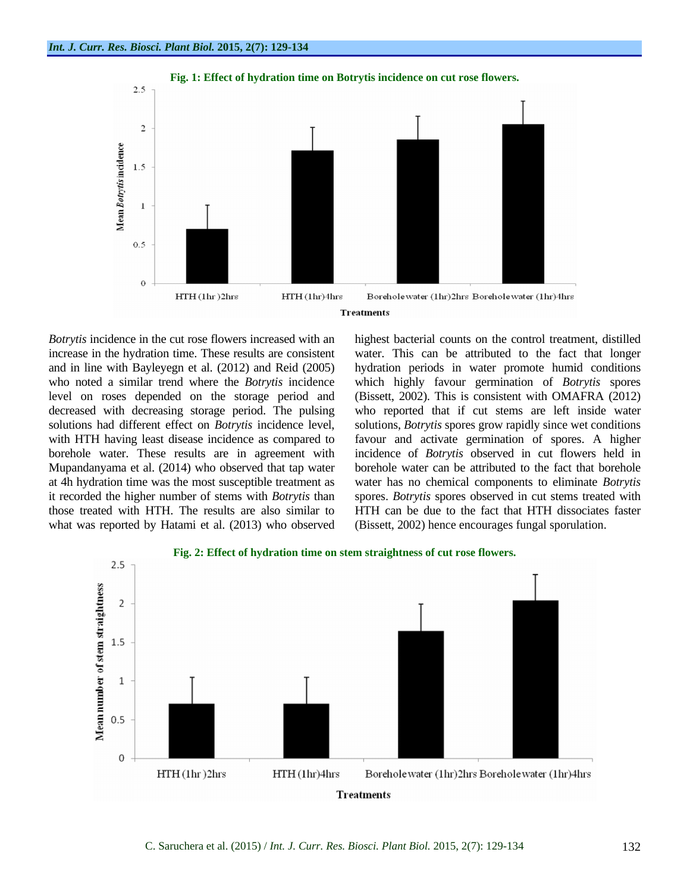**Fig. 1: Effect of hydration time on Botrytis incidence on cut rose flowers.**

*Botrytis* incidence in the cut rose flowers increased with an increase in the hydration time. These results are consistent and in line with Bayleyegn et al. (2012) and Reid (2005) who noted a similar trend where the *Botrytis* incidence level on roses depended on the storage period and decreased with decreasing storage period. The pulsing solutions had different effect on *Botrytis* incidence level, with HTH having least disease incidence as compared to borehole water. These results are in agreement with Mupandanyama et al. (2014) who observed that tap water at 4h hydration time was the most susceptible treatment as it recorded the higher number of stems with *Botrytis* than those treated with HTH. The results are also similar to what was reported by Hatami et al. (2013) who observed highest bacterial counts on the control treatment, distilled water. This can be attributed to the fact that longer hydration periods in water promote humid conditions which highly favour germination of *Botrytis* spores (Bissett, 2002). This is consistent with OMAFRA (2012) who reported that if cut stems are left inside water solutions, *Botrytis* spores grow rapidly since wet conditions favour and activate germination of spores. A higher incidence of *Botrytis* observed in cut flowers held in borehole water can be attributed to the fact that borehole water has no chemical components to eliminate *Botrytis* spores. *Botrytis* spores observed in cut stems treated with HTH can be due to the fact that HTH dissociates faster (Bissett, 2002) hence encourages fungal sporulation.

**Fig. 2: Effect of hydration time on stem straightness of cut rose flowers.**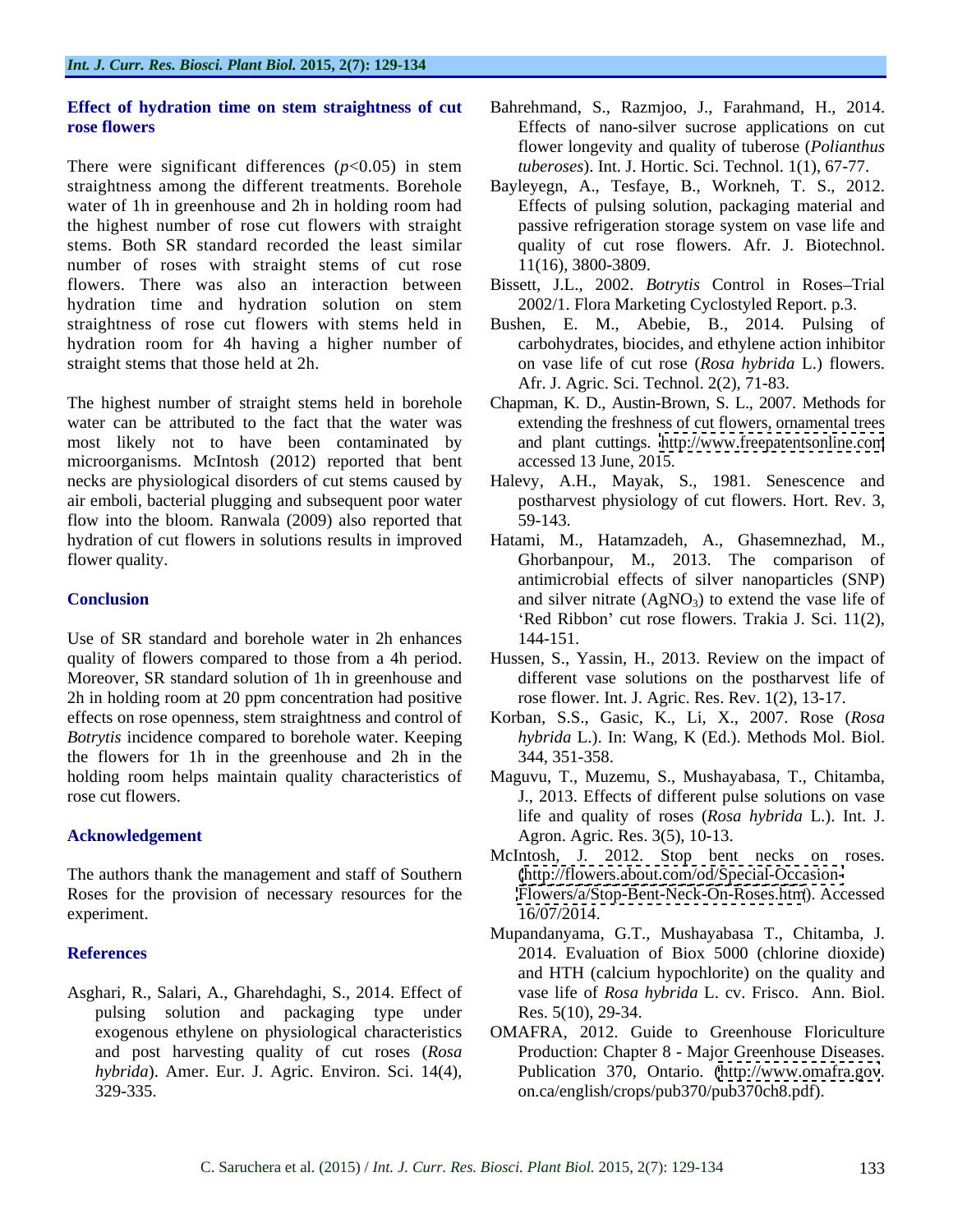### Effect of hydration time on stem straightness of cut rose flowers

There were significant differences ($p<0.05$) in stem straightness among the different treatments. Borehole water of 1h in greenhouse and 2h in holding room had the highest number of rose cut flowers with straight stems. Both SR standard recorded the least similar number of roses with straight stems of cut rose flowers. There was also an interaction between hydration time and hydration solution on stem straightness of rose cut flowers with stems held in hydration room for 4h having a higher number of straight stems that those held at 2h.

The highest number of straight stems held in borehole water can be attributed to the fact that the water was most likely not to have been contaminated by microorganisms. McIntosh (2012) reported that bent necks are physiological disorders of cut stems caused by air emboli, bacterial plugging and subsequent poor water flow into the bloom. Ranwala (2009) also reported that hydration of cut flowers in solutions results in improved flower quality.

## Conclusion

Use of SR standard and borehole water in 2h enhances quality of flowers compared to those from a 4h period. Moreover, SR standard solution of 1h in greenhouse and 2h in holding room at 20 ppm concentration had positive effects on rose openness, stem straightness and control of *Botrytis* incidence compared to borehole water. Keeping the flowers for 1h in the greenhouse and 2h in the holding room helps maintain quality characteristics of rose cut flowers.

## Acknowledgement

The authors thank the management and staff of Southern Roses for the provision of necessary resources for the experiment.

## References

Asghari, R., Salari, A., Gharehdaghi, S., 2014. Effect of pulsing solution and packaging type under exogenous ethylene on physiological characteristics and post harvesting quality of cut roses (*Rosa hybrida*). Amer. Eur. J. Agric. Environ. Sci. 14(4), 329-335.

Bahrehmand, S., Razmjoo, J., Farahmand, H., 2014. Effects of nano-silver sucrose applications on cut flower longevity and quality of tuberose (*Polianthus tuberoses*). Int. J. Hortic. Sci. Technol. 1(1), 67-77.

Bayleyegn, A., Tesfaye, B., Workneh, T. S., 2012. Effects of pulsing solution, packaging material and passive refrigeration storage system on vase life and quality of cut rose flowers. Afr. J. Biotechnol. 11(16), 3800-3809.

Bissett, J.L., 2002. *Botrytis* Control in Roses–Trial 2002/1. Flora Marketing Cyclostyled Report. p.3.

Bushen, E. M., Abebie, B., 2014. Pulsing of carbohydrates, biocides, and ethylene action inhibitor on vase life of cut rose (*Rosa hybrida* L.) flowers. Afr. J. Agric. Sci. Technol. 2(2), 71-83.

Chapman, K. D., Austin-Brown, S. L., 2007. Methods for extending the freshness of cut flowers, ornamental trees and plant cuttings. http://www.freepatentsonline.com accessed 13 June, 2015.

Halevy, A.H., Mayak, S., 1981. Senescence and postharvest physiology of cut flowers. Hort. Rev. 3, 59-143.

Hatami, M., Hatamzadeh, A., Ghasemnezhad, M., Ghorbanpour, M., 2013. The comparison of antimicrobial effects of silver nanoparticles (SNP) and silver nitrate ($AgNO_3$) to extend the vase life of 'Red Ribbon' cut rose flowers. Trakia J. Sci. 11(2), 144-151.

Hussen, S., Yassin, H., 2013. Review on the impact of different vase solutions on the postharvest life of rose flower. Int. J. Agric. Res. Rev. 1(2), 13-17.

Korban, S.S., Gasic, K., Li, X., 2007. Rose (*Rosa hybrida* L.). In: Wang, K (Ed.). Methods Mol. Biol. 344, 351-358.

Maguvu, T., Muzemu, S., Mushayabasa, T., Chitamba, J., 2013. Effects of different pulse solutions on vase life and quality of roses (*Rosa hybrida* L.). Int. J. Agron. Agric. Res. 3(5), 10-13.

McIntosh, J. 2012. Stop bent necks on roses. (http://flowers.about.com/od/Special-Occasion-Flowers/a/Stop-Bent-Neck-On-Roses.htm). Accessed 16/07/2014.

Mupandanyama, G.T., Mushayabasa T., Chitamba, J. 2014. Evaluation of Biox 5000 (chlorine dioxide) and HTH (calcium hypochlorite) on the quality and vase life of *Rosa hybrida* L. cv. Frisco. Ann. Biol. Res. 5(10), 29-34.

OMAFRA, 2012. Guide to Greenhouse Floriculture Production: Chapter 8 - Major Greenhouse Diseases. Publication 370, Ontario. (http://www.omafra.gov.on.ca/english/crops/pub370/pub370ch8.pdf).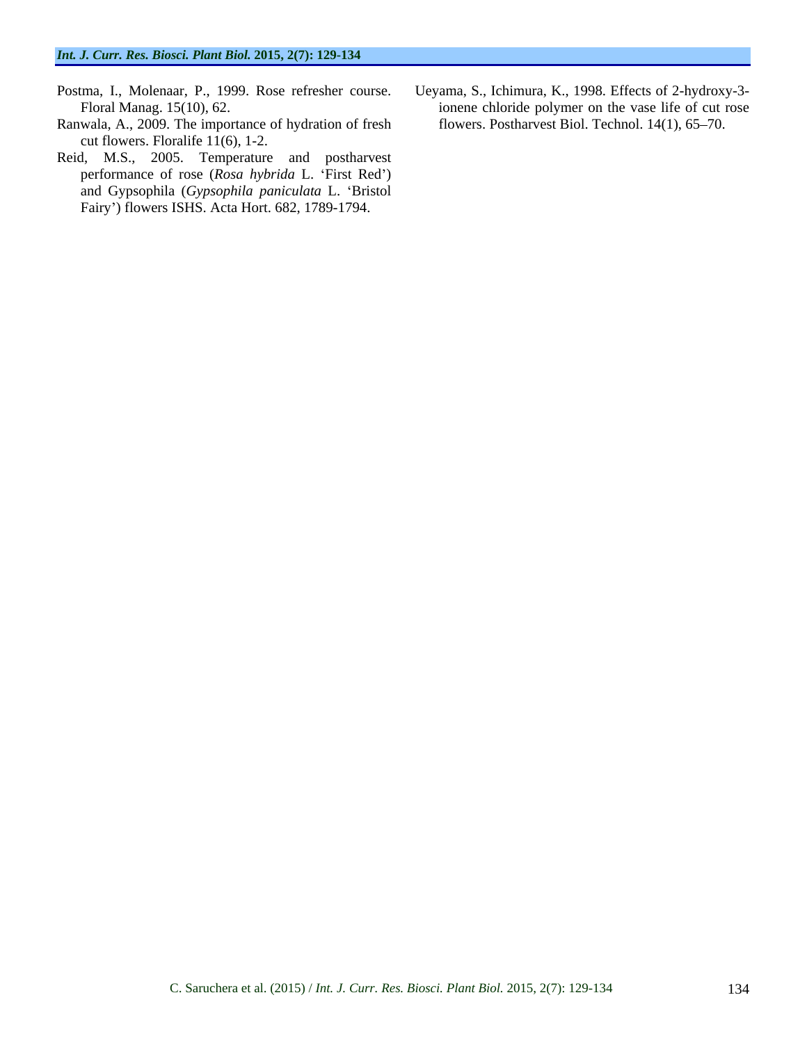Postma, I., Molenaar, P., 1999. Rose refresher course. Floral Manag. 15(10), 62.

Ranwala, A., 2009. The importance of hydration of fresh cut flowers. Floralife 11(6), 1-2.

Reid, M.S., 2005. Temperature and postharvest performance of rose (*Rosa hybrida* L. 'First Red') and Gypsophila (*Gypsophila paniculata* L. 'Bristol Fairy') flowers ISHS. Acta Hort. 682, 1789-1794.

Ueyama, S., Ichimura, K., 1998. Effects of 2-hydroxy-3-ionene chloride polymer on the vase life of cut rose flowers. Postharvest Biol. Technol. 14(1), 65–70.